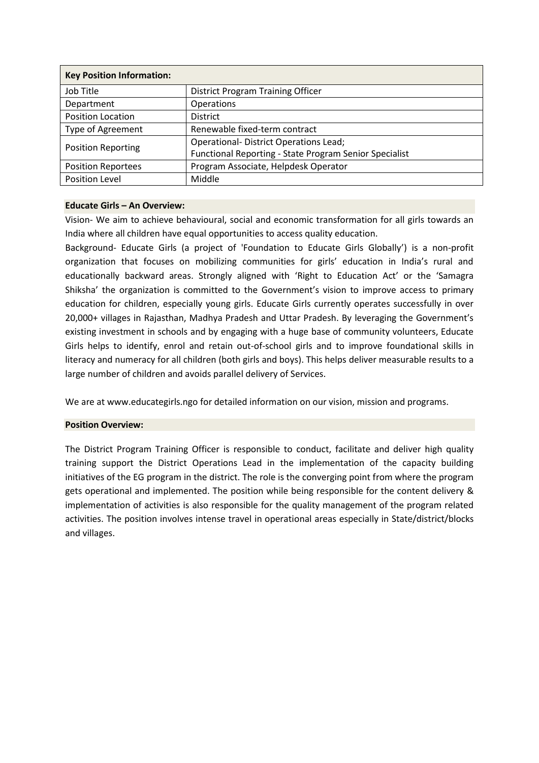| Key Position Information: | |
|---|---|
| Job Title | District Program Training Officer |
| Department | Operations |
| Position Location | District |
| Type of Agreement | Renewable fixed-term contract |
| Position Reporting | Operational- District Operations Lead;<br>Functional Reporting - State Program Senior Specialist |
| Position Reportees | Program Associate, Helpdesk Operator |
| Position Level | Middle |

**Educate Girls – An Overview:**

Vision- We aim to achieve behavioural, social and economic transformation for all girls towards an India where all children have equal opportunities to access quality education.

Background- Educate Girls (a project of 'Foundation to Educate Girls Globally') is a non-profit organization that focuses on mobilizing communities for girls' education in India's rural and educationally backward areas. Strongly aligned with 'Right to Education Act' or the 'Samagra Shiksha' the organization is committed to the Government's vision to improve access to primary education for children, especially young girls. Educate Girls currently operates successfully in over 20,000+ villages in Rajasthan, Madhya Pradesh and Uttar Pradesh. By leveraging the Government's existing investment in schools and by engaging with a huge base of community volunteers, Educate Girls helps to identify, enrol and retain out-of-school girls and to improve foundational skills in literacy and numeracy for all children (both girls and boys). This helps deliver measurable results to a large number of children and avoids parallel delivery of Services.

We are at www.educategirls.ngo for detailed information on our vision, mission and programs.

**Position Overview:**

The District Program Training Officer is responsible to conduct, facilitate and deliver high quality training support the District Operations Lead in the implementation of the capacity building initiatives of the EG program in the district. The role is the converging point from where the program gets operational and implemented. The position while being responsible for the content delivery & implementation of activities is also responsible for the quality management of the program related activities. The position involves intense travel in operational areas especially in State/district/blocks and villages.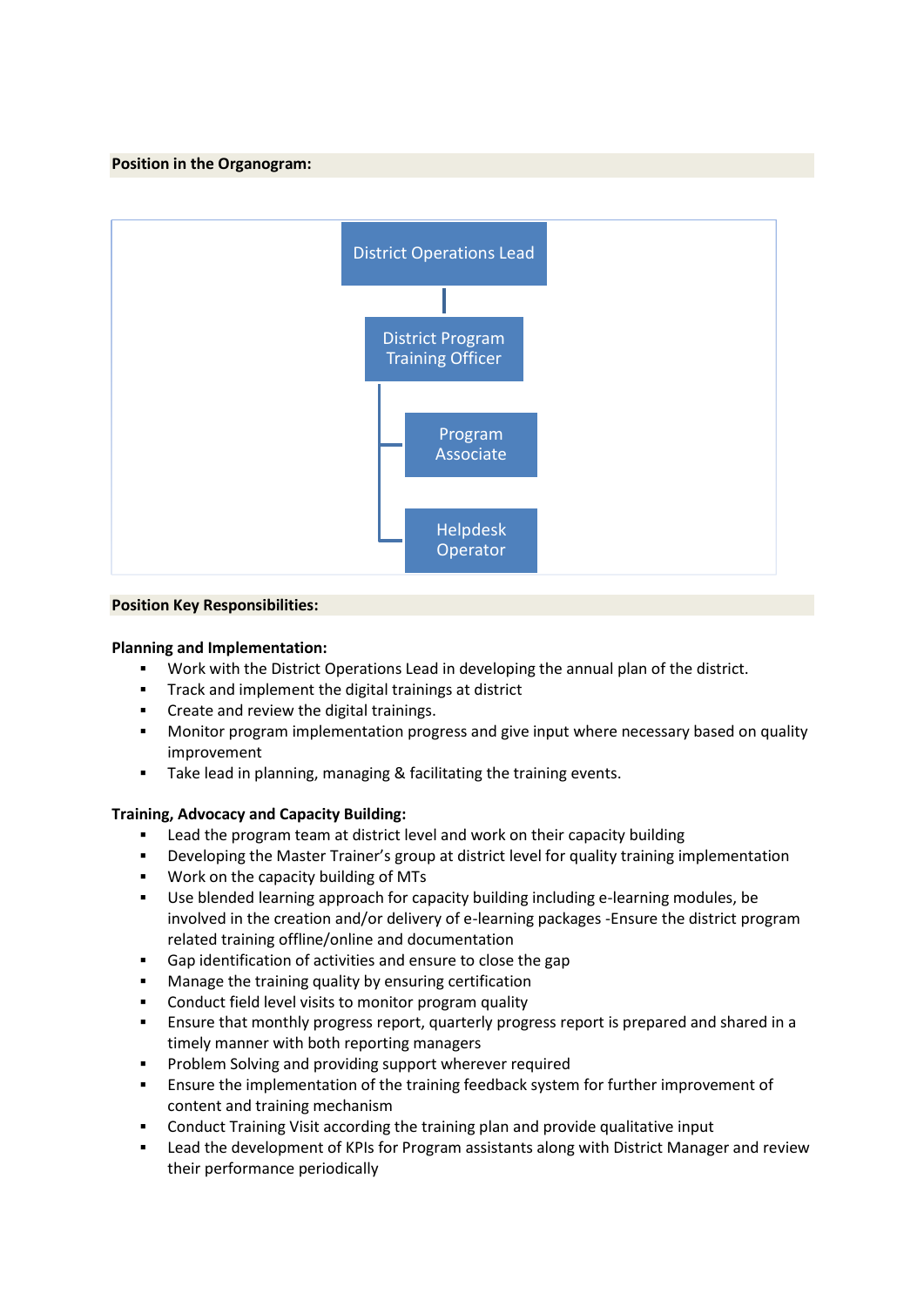**Position in the Organogram:**

District Operations Lead

District Program Training Officer

Program Associate

Helpdesk Operator

**Position Key Responsibilities:**

**Planning and Implementation:**

- Work with the District Operations Lead in developing the annual plan of the district.
- Track and implement the digital trainings at district
- Create and review the digital trainings.
- Monitor program implementation progress and give input where necessary based on quality improvement
- Take lead in planning, managing & facilitating the training events.

**Training, Advocacy and Capacity Building:**

- Lead the program team at district level and work on their capacity building
- Developing the Master Trainer's group at district level for quality training implementation
- Work on the capacity building of MTs
- Use blended learning approach for capacity building including e-learning modules, be involved in the creation and/or delivery of e-learning packages -Ensure the district program related training offline/online and documentation
- Gap identification of activities and ensure to close the gap
- Manage the training quality by ensuring certification
- Conduct field level visits to monitor program quality
- Ensure that monthly progress report, quarterly progress report is prepared and shared in a timely manner with both reporting managers
- Problem Solving and providing support wherever required
- Ensure the implementation of the training feedback system for further improvement of content and training mechanism
- Conduct Training Visit according the training plan and provide qualitative input
- Lead the development of KPIs for Program assistants along with District Manager and review their performance periodically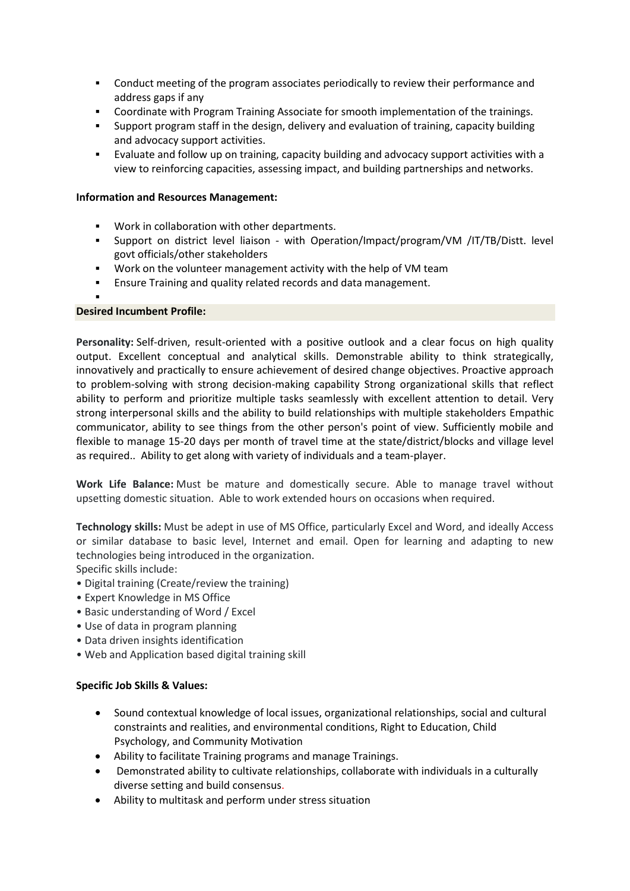- Conduct meeting of the program associates periodically to review their performance and address gaps if any
- Coordinate with Program Training Associate for smooth implementation of the trainings.
- Support program staff in the design, delivery and evaluation of training, capacity building and advocacy support activities.
- Evaluate and follow up on training, capacity building and advocacy support activities with a view to reinforcing capacities, assessing impact, and building partnerships and networks.

**Information and Resources Management:**

- Work in collaboration with other departments.
- Support on district level liaison - with Operation/Impact/program/VM /IT/TB/Distt. level govt officials/other stakeholders
- Work on the volunteer management activity with the help of VM team
- Ensure Training and quality related records and data management.

**Desired Incumbent Profile:**

**Personality:** Self-driven, result-oriented with a positive outlook and a clear focus on high quality output. Excellent conceptual and analytical skills. Demonstrable ability to think strategically, innovatively and practically to ensure achievement of desired change objectives. Proactive approach to problem-solving with strong decision-making capability Strong organizational skills that reflect ability to perform and prioritize multiple tasks seamlessly with excellent attention to detail. Very strong interpersonal skills and the ability to build relationships with multiple stakeholders Empathic communicator, ability to see things from the other person's point of view. Sufficiently mobile and flexible to manage 15-20 days per month of travel time at the state/district/blocks and village level as required.. Ability to get along with variety of individuals and a team-player.

**Work Life Balance:** Must be mature and domestically secure. Able to manage travel without upsetting domestic situation. Able to work extended hours on occasions when required.

**Technology skills:** Must be adept in use of MS Office, particularly Excel and Word, and ideally Access or similar database to basic level, Internet and email. Open for learning and adapting to new technologies being introduced in the organization.
Specific skills include:

- Digital training (Create/review the training)
- Expert Knowledge in MS Office
- Basic understanding of Word / Excel
- Use of data in program planning
- Data driven insights identification
- Web and Application based digital training skill

**Specific Job Skills & Values:**

- Sound contextual knowledge of local issues, organizational relationships, social and cultural constraints and realities, and environmental conditions, Right to Education, Child Psychology, and Community Motivation
- Ability to facilitate Training programs and manage Trainings.
- Demonstrated ability to cultivate relationships, collaborate with individuals in a culturally diverse setting and build consensus.
- Ability to multitask and perform under stress situation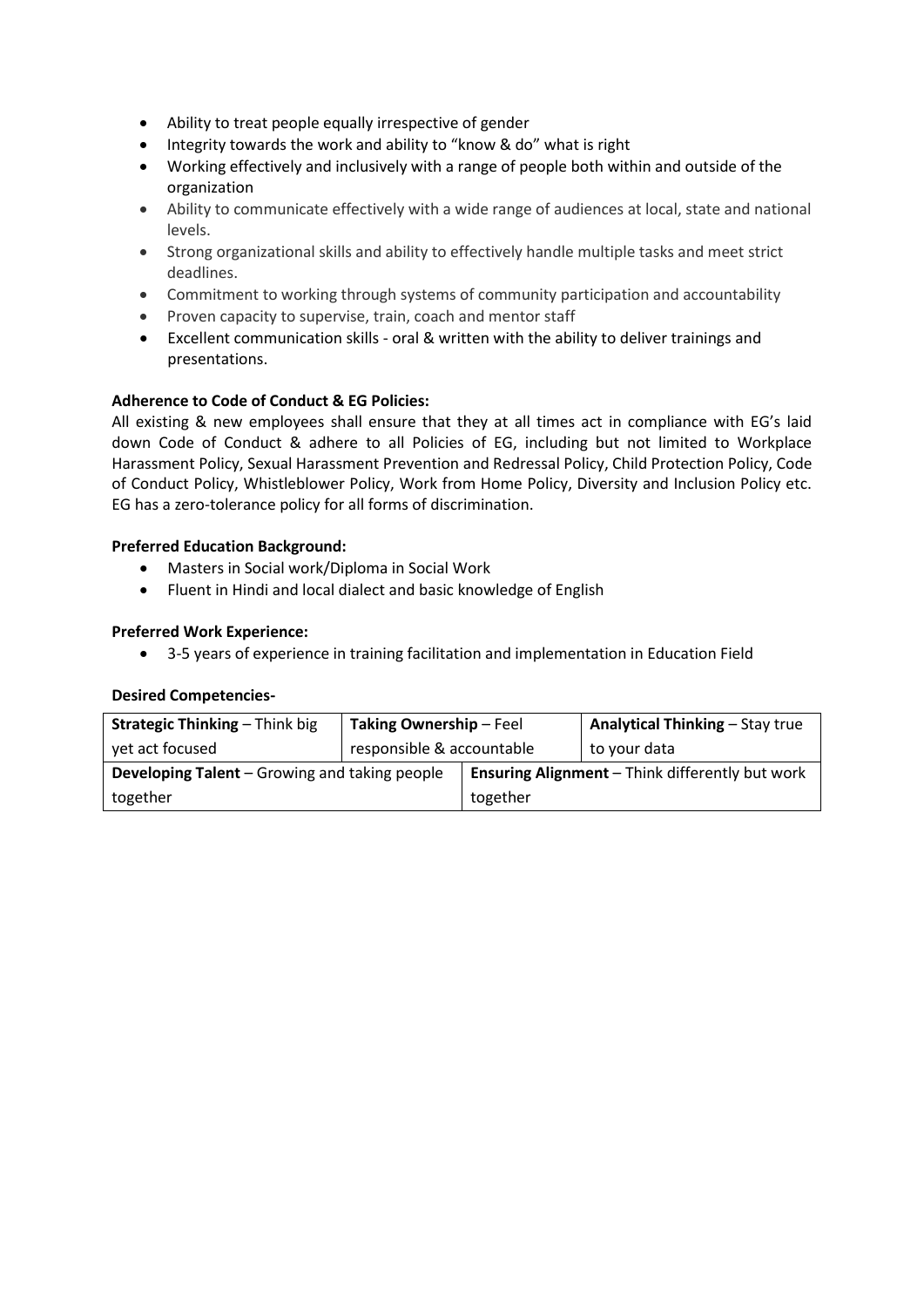- Ability to treat people equally irrespective of gender
- Integrity towards the work and ability to "know & do" what is right
- Working effectively and inclusively with a range of people both within and outside of the organization
- Ability to communicate effectively with a wide range of audiences at local, state and national levels.
- Strong organizational skills and ability to effectively handle multiple tasks and meet strict deadlines.
- Commitment to working through systems of community participation and accountability
- Proven capacity to supervise, train, coach and mentor staff
- Excellent communication skills - oral & written with the ability to deliver trainings and presentations.

**Adherence to Code of Conduct & EG Policies:**

All existing & new employees shall ensure that they at all times act in compliance with EG's laid down Code of Conduct & adhere to all Policies of EG, including but not limited to Workplace Harassment Policy, Sexual Harassment Prevention and Redressal Policy, Child Protection Policy, Code of Conduct Policy, Whistleblower Policy, Work from Home Policy, Diversity and Inclusion Policy etc. EG has a zero-tolerance policy for all forms of discrimination.

**Preferred Education Background:**

- Masters in Social work/Diploma in Social Work
- Fluent in Hindi and local dialect and basic knowledge of English

**Preferred Work Experience:**

- 3-5 years of experience in training facilitation and implementation in Education Field

**Desired Competencies-**

| | | |
|---|---|---|
| **Strategic Thinking** – Think big yet act focused | **Taking Ownership** – Feel responsible & accountable | **Analytical Thinking** – Stay true to your data |
| **Developing Talent** – Growing and taking people together | **Ensuring Alignment** – Think differently but work together | |